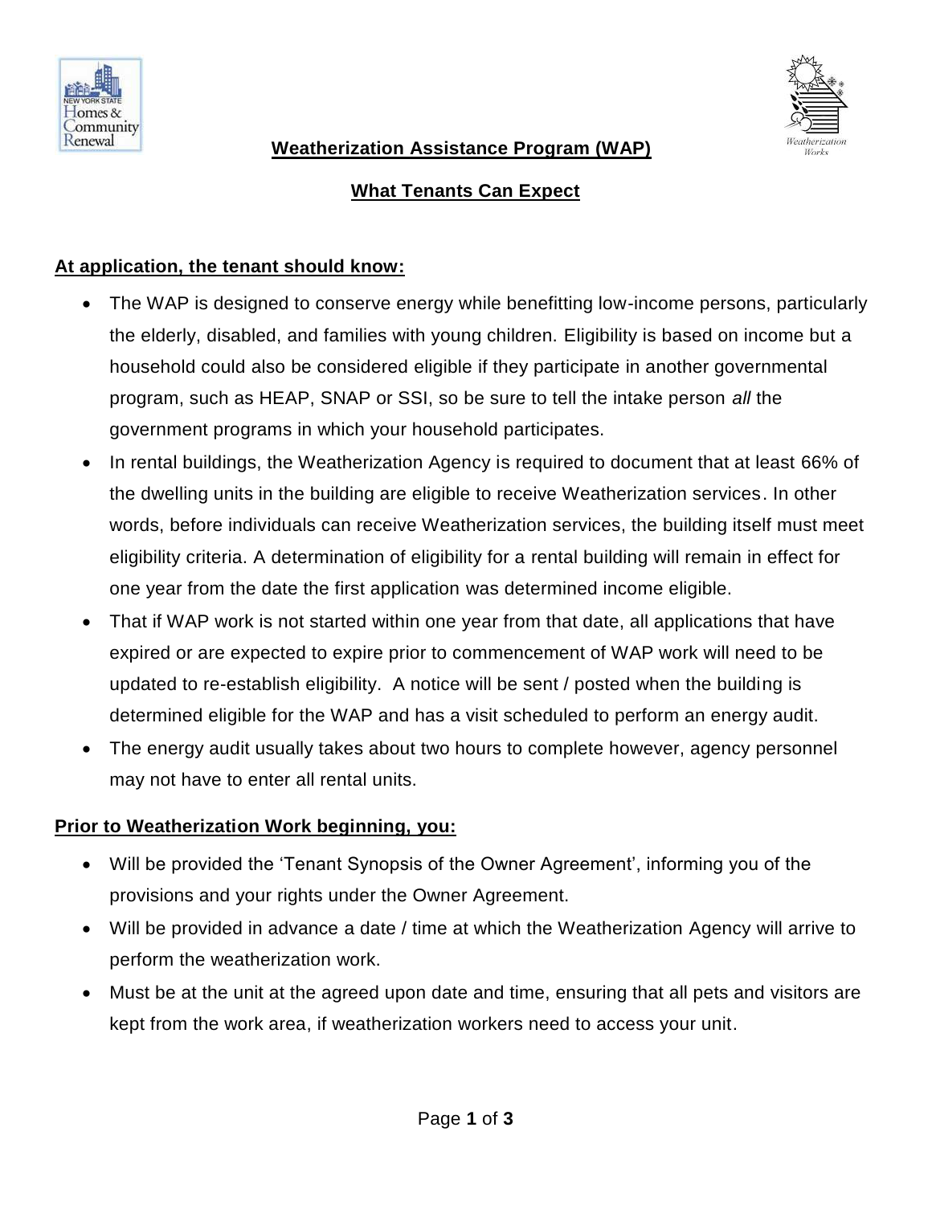# Weatherization Assistance Program (WAP)

## What Tenants Can Expect

### At application, the tenant should know:

- The WAP is designed to conserve energy while benefitting low-income persons, particularly the elderly, disabled, and families with young children. Eligibility is based on income but a household could also be considered eligible if they participate in another governmental program, such as HEAP, SNAP or SSI, so be sure to tell the intake person *all* the government programs in which your household participates.
- In rental buildings, the Weatherization Agency is required to document that at least 66% of the dwelling units in the building are eligible to receive Weatherization services. In other words, before individuals can receive Weatherization services, the building itself must meet eligibility criteria. A determination of eligibility for a rental building will remain in effect for one year from the date the first application was determined income eligible.
- That if WAP work is not started within one year from that date, all applications that have expired or are expected to expire prior to commencement of WAP work will need to be updated to re-establish eligibility. A notice will be sent / posted when the building is determined eligible for the WAP and has a visit scheduled to perform an energy audit.
- The energy audit usually takes about two hours to complete however, agency personnel may not have to enter all rental units.

### Prior to Weatherization Work beginning, you:

- Will be provided the 'Tenant Synopsis of the Owner Agreement', informing you of the provisions and your rights under the Owner Agreement.
- Will be provided in advance a date / time at which the Weatherization Agency will arrive to perform the weatherization work.
- Must be at the unit at the agreed upon date and time, ensuring that all pets and visitors are kept from the work area, if weatherization workers need to access your unit.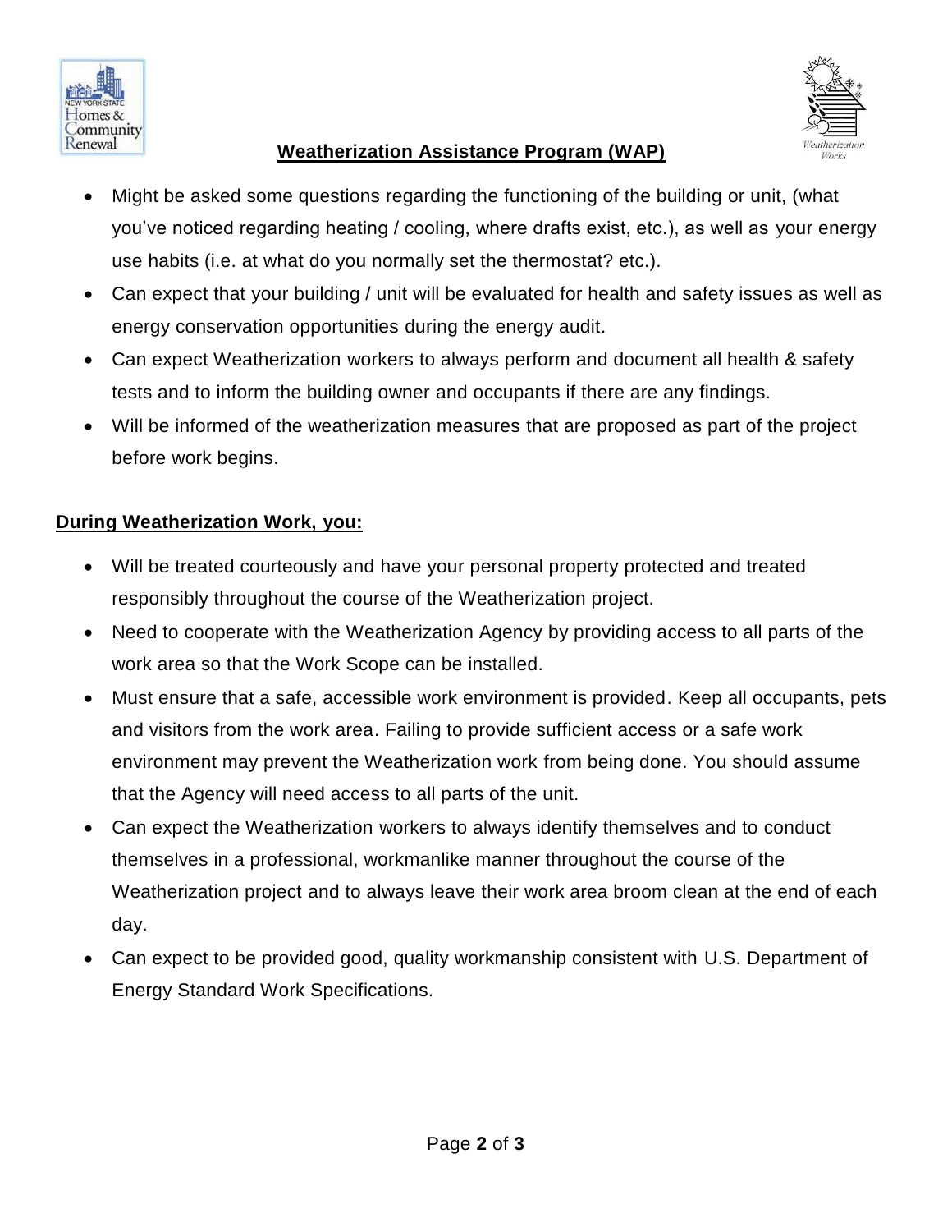- Might be asked some questions regarding the functioning of the building or unit, (what you've noticed regarding heating / cooling, where drafts exist, etc.), as well as your energy use habits (i.e. at what do you normally set the thermostat? etc.).
- Can expect that your building / unit will be evaluated for health and safety issues as well as energy conservation opportunities during the energy audit.
- Can expect Weatherization workers to always perform and document all health & safety tests and to inform the building owner and occupants if there are any findings.
- Will be informed of the weatherization measures that are proposed as part of the project before work begins.

**During Weatherization Work, you:**

- Will be treated courteously and have your personal property protected and treated responsibly throughout the course of the Weatherization project.
- Need to cooperate with the Weatherization Agency by providing access to all parts of the work area so that the Work Scope can be installed.
- Must ensure that a safe, accessible work environment is provided. Keep all occupants, pets and visitors from the work area. Failing to provide sufficient access or a safe work environment may prevent the Weatherization work from being done. You should assume that the Agency will need access to all parts of the unit.
- Can expect the Weatherization workers to always identify themselves and to conduct themselves in a professional, workmanlike manner throughout the course of the Weatherization project and to always leave their work area broom clean at the end of each day.
- Can expect to be provided good, quality workmanship consistent with U.S. Department of Energy Standard Work Specifications.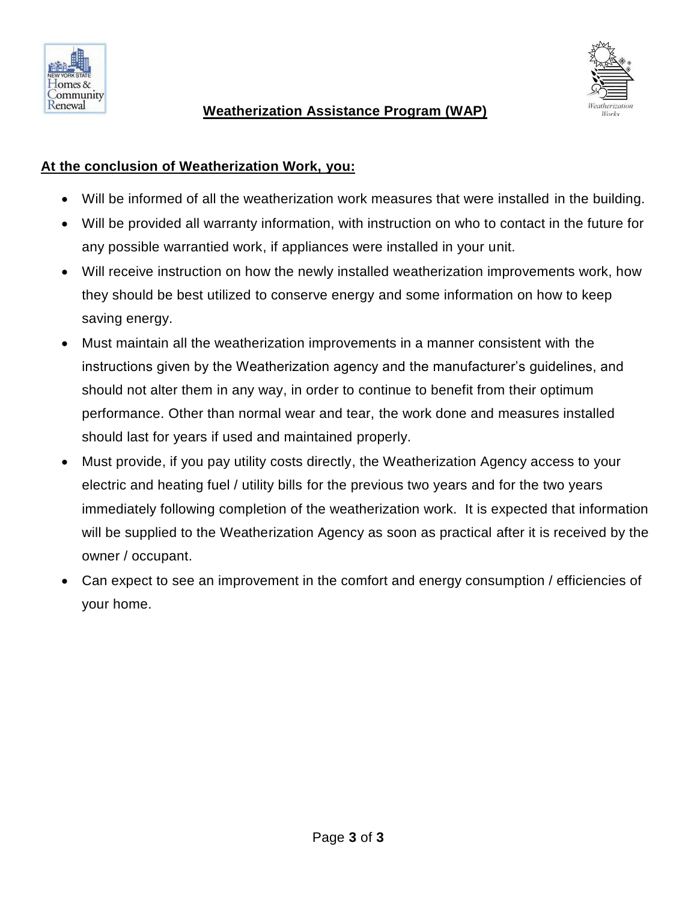## Weatherization Assistance Program (WAP)

**At the conclusion of Weatherization Work, you:**

- Will be informed of all the weatherization work measures that were installed in the building.
- Will be provided all warranty information, with instruction on who to contact in the future for any possible warrantied work, if appliances were installed in your unit.
- Will receive instruction on how the newly installed weatherization improvements work, how they should be best utilized to conserve energy and some information on how to keep saving energy.
- Must maintain all the weatherization improvements in a manner consistent with the instructions given by the Weatherization agency and the manufacturer's guidelines, and should not alter them in any way, in order to continue to benefit from their optimum performance. Other than normal wear and tear, the work done and measures installed should last for years if used and maintained properly.
- Must provide, if you pay utility costs directly, the Weatherization Agency access to your electric and heating fuel / utility bills for the previous two years and for the two years immediately following completion of the weatherization work. It is expected that information will be supplied to the Weatherization Agency as soon as practical after it is received by the owner / occupant.
- Can expect to see an improvement in the comfort and energy consumption / efficiencies of your home.